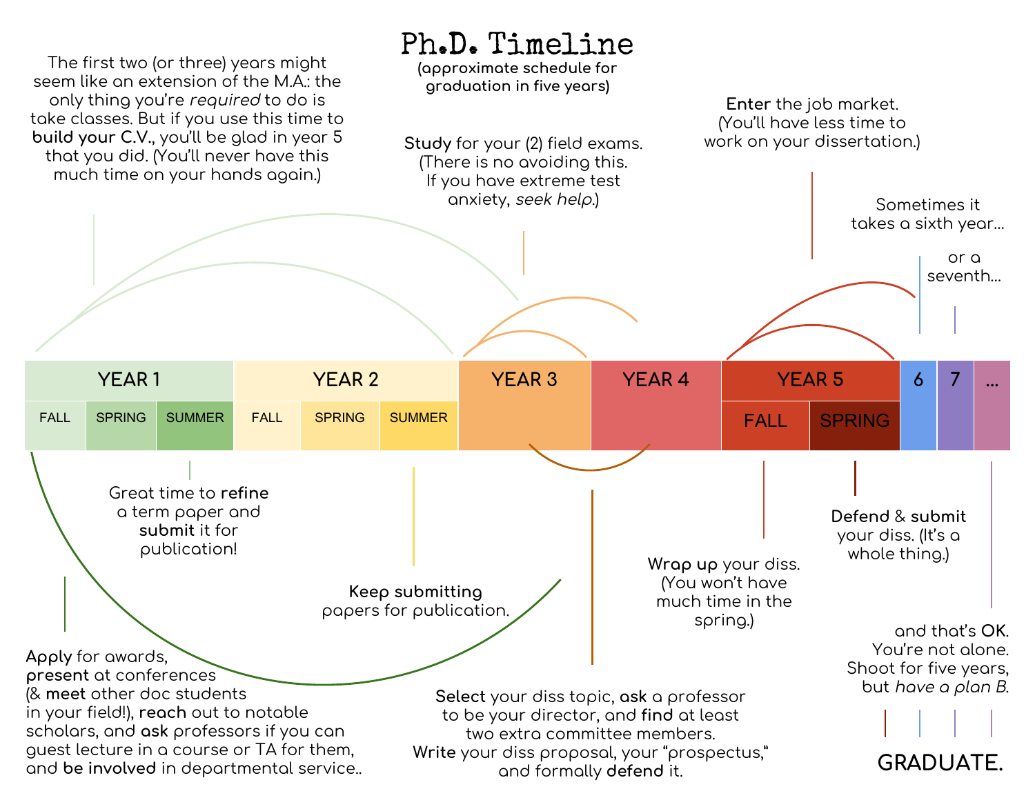# Ph.D. Timeline

(approximate schedule for graduation in five years)

The first two (or three) years might seem like an extension of the M.A.: the only thing you're *required* to do is take classes. But if you use this time to **build your C.V.**, you'll be glad in year 5 that you did. (You'll never have this much time on your hands again.)

**Study** for your (2) field exams. (There is no avoiding this. If you have extreme test anxiety, *seek help*.)

**Enter** the job market. (You'll have less time to work on your dissertation.)

Sometimes it takes a sixth year...

or a seventh...

| YEAR 1 | | | YEAR 2 | | | YEAR 3 | YEAR 4 | YEAR 5 | | 6 | 7 | ... |
|---|---|---|---|---|---|---|---|---|---|---|---|---|
| FALL | SPRING | SUMMER | FALL | SPRING | SUMMER | | | FALL | SPRING | | | |

Great time to **refine** a term paper and **submit** it for publication!

**Keep submitting** papers for publication.

**Wrap up** your diss. (You won't have much time in the spring.)

**Defend** & **submit** your diss. (It's a whole thing.)

and that's **OK**. You're not alone. Shoot for five years, but *have a plan B*.

**Apply** for awards, **present** at conferences (& **meet** other doc students in your field!), **reach** out to notable scholars, and **ask** professors if you can guest lecture in a course or TA for them, and **be involved** in departmental service..

**Select** your diss topic, **ask** a professor to be your director, and **find** at least two extra committee members. **Write** your diss proposal, your "prospectus," and formally **defend** it.

**GRADUATE.**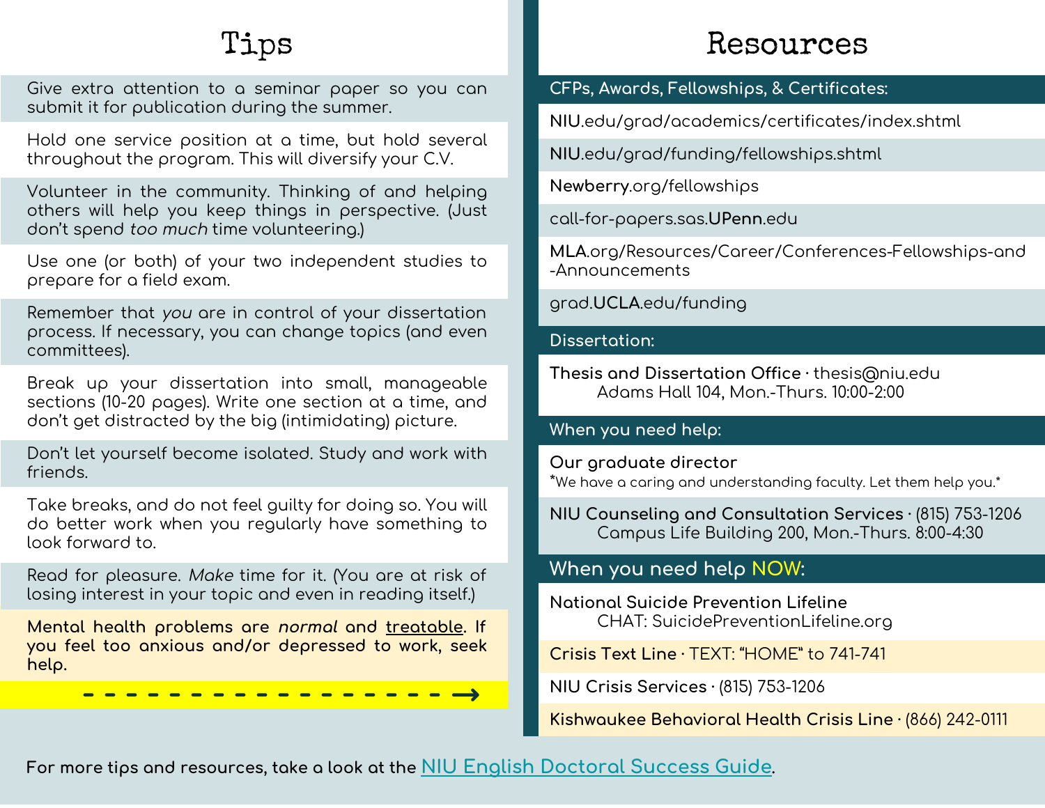## Tips

Give extra attention to a seminar paper so you can submit it for publication during the summer.

Hold one service position at a time, but hold several throughout the program. This will diversify your C.V.

Volunteer in the community. Thinking of and helping others will help you keep things in perspective. (Just don't spend *too much* time volunteering.)

Use one (or both) of your two independent studies to prepare for a field exam.

Remember that *you* are in control of your dissertation process. If necessary, you can change topics (and even committees).

Break up your dissertation into small, manageable sections (10-20 pages). Write one section at a time, and don't get distracted by the big (intimidating) picture.

Don't let yourself become isolated. Study and work with friends.

Take breaks, and do not feel guilty for doing so. You will do better work when you regularly have something to look forward to.

Read for pleasure. *Make* time for it. (You are at risk of losing interest in your topic and even in reading itself.)

**Mental health problems are *normal* and <u>treatable</u>. If you feel too anxious and/or depressed to work, seek help.**

## Resources

### CFPs, Awards, Fellowships, & Certificates:

**NIU**.edu/grad/academics/certificates/index.shtml

**NIU**.edu/grad/funding/fellowships.shtml

**Newberry**.org/fellowships

call-for-papers.sas.**UPenn**.edu

**MLA**.org/Resources/Career/Conferences-Fellowships-and-Announcements

grad.**UCLA**.edu/funding

### Dissertation:

**Thesis and Dissertation Office** · thesis@niu.edu
Adams Hall 104, Mon.-Thurs. 10:00-2:00

### When you need help:

**Our graduate director**
*We have a caring and understanding faculty. Let them help you.*

**NIU Counseling and Consultation Services** · (815) 753-1206
Campus Life Building 200, Mon.-Thurs. 8:00-4:30

### When you need help NOW:

**National Suicide Prevention Lifeline**
CHAT: SuicidePreventionLifeline.org

**Crisis Text Line** · TEXT: "HOME" to 741-741

**NIU Crisis Services** · (815) 753-1206

**Kishwaukee Behavioral Health Crisis Line** · (866) 242-0111

**For more tips and resources, take a look at the NIU English Doctoral Success Guide.**